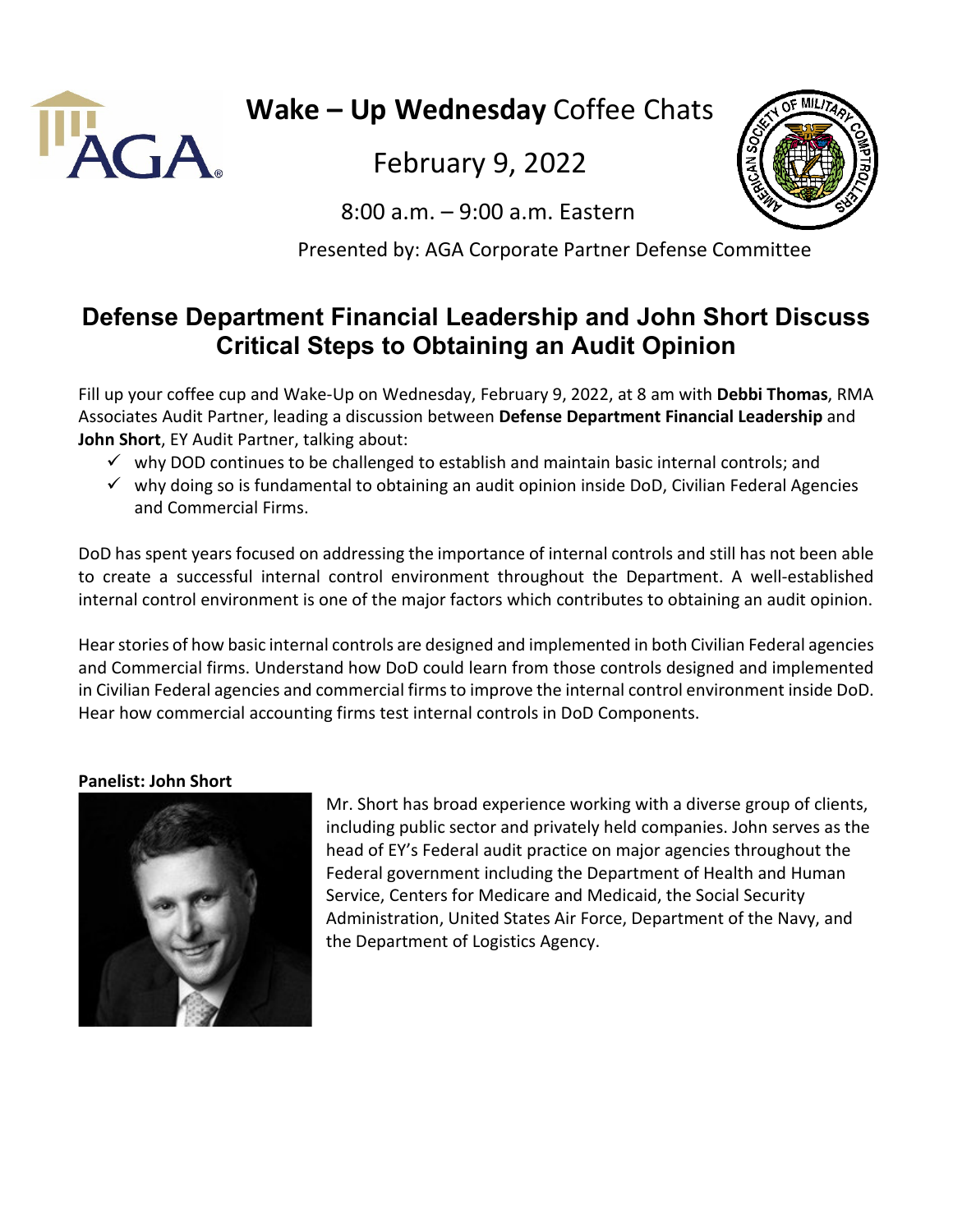**Wake – Up Wednesday** Coffee Chats

February 9, 2022

8:00 a.m. – 9:00 a.m. Eastern

Presented by: AGA Corporate Partner Defense Committee

# Defense Department Financial Leadership and John Short Discuss Critical Steps to Obtaining an Audit Opinion

Fill up your coffee cup and Wake-Up on Wednesday, February 9, 2022, at 8 am with **Debbi Thomas**, RMA Associates Audit Partner, leading a discussion between **Defense Department Financial Leadership** and **John Short**, EY Audit Partner, talking about:

- ✓ why DOD continues to be challenged to establish and maintain basic internal controls; and
- ✓ why doing so is fundamental to obtaining an audit opinion inside DoD, Civilian Federal Agencies and Commercial Firms.

DoD has spent years focused on addressing the importance of internal controls and still has not been able to create a successful internal control environment throughout the Department. A well-established internal control environment is one of the major factors which contributes to obtaining an audit opinion.

Hear stories of how basic internal controls are designed and implemented in both Civilian Federal agencies and Commercial firms. Understand how DoD could learn from those controls designed and implemented in Civilian Federal agencies and commercial firms to improve the internal control environment inside DoD. Hear how commercial accounting firms test internal controls in DoD Components.

**Panelist: John Short**

Mr. Short has broad experience working with a diverse group of clients, including public sector and privately held companies. John serves as the head of EY's Federal audit practice on major agencies throughout the Federal government including the Department of Health and Human Service, Centers for Medicare and Medicaid, the Social Security Administration, United States Air Force, Department of the Navy, and the Department of Logistics Agency.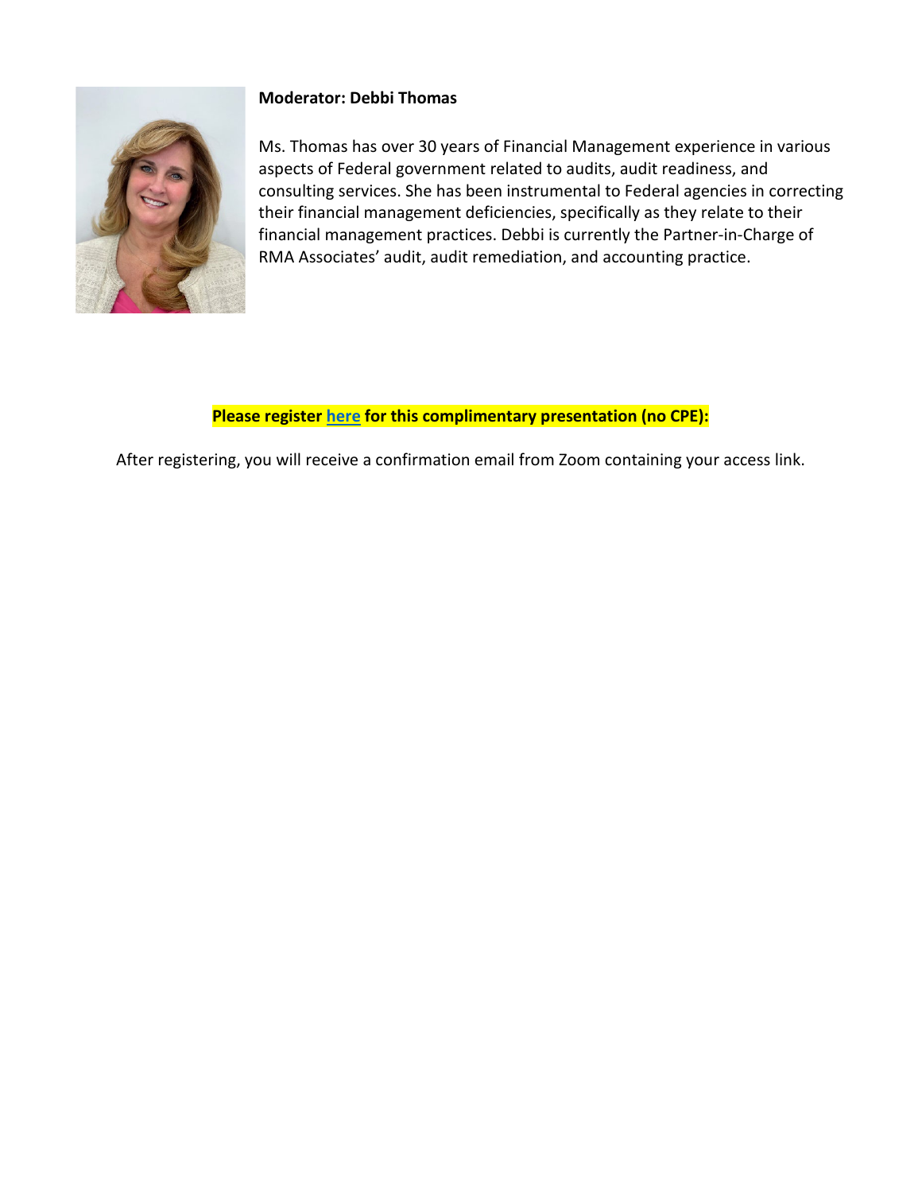**Moderator: Debbi Thomas**

Ms. Thomas has over 30 years of Financial Management experience in various aspects of Federal government related to audits, audit readiness, and consulting services. She has been instrumental to Federal agencies in correcting their financial management deficiencies, specifically as they relate to their financial management practices. Debbi is currently the Partner-in-Charge of RMA Associates' audit, audit remediation, and accounting practice.

**Please register here for this complimentary presentation (no CPE):**

After registering, you will receive a confirmation email from Zoom containing your access link.